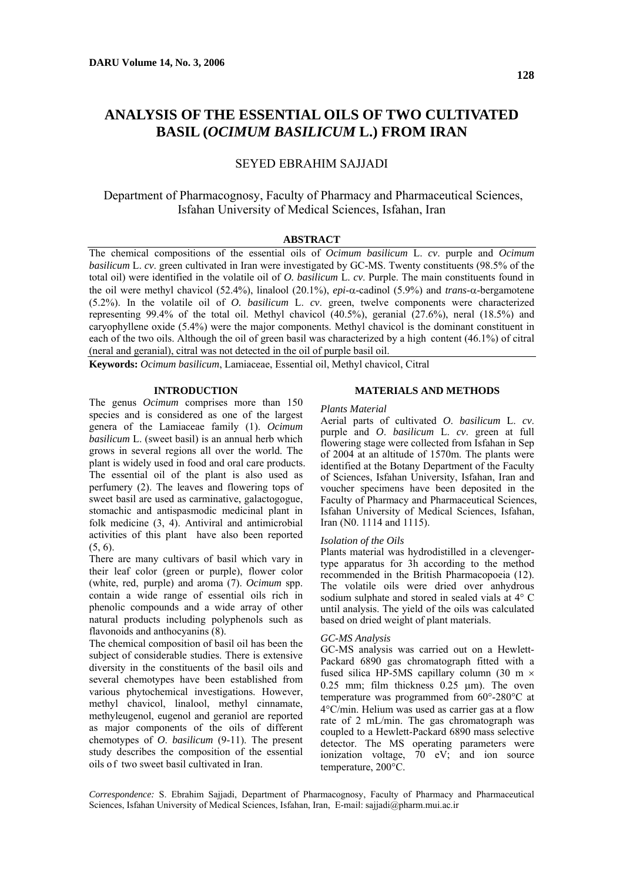# ANALYSIS OF THE ESSENTIAL OILS OF TWO CULTIVATED BASIL (*OCIMUM BASILICUM* L.) FROM IRAN

SEYED EBRAHIM SAJJADI

Department of Pharmacognosy, Faculty of Pharmacy and Pharmaceutical Sciences, Isfahan University of Medical Sciences, Isfahan, Iran

## ABSTRACT

The chemical compositions of the essential oils of *Ocimum basilicum* L. *cv*. purple and *Ocimum basilicum* L. *cv*. green cultivated in Iran were investigated by GC-MS. Twenty constituents (98.5% of the total oil) were identified in the volatile oil of *O. basilicum* L. *cv*. Purple. The main constituents found in the oil were methyl chavicol (52.4%), linalool (20.1%), *epi*-α-cadinol (5.9%) and *trans*-α-bergamotene (5.2%). In the volatile oil of *O. basilicum* L. *cv*. green, twelve components were characterized representing 99.4% of the total oil. Methyl chavicol (40.5%), geranial (27.6%), neral (18.5%) and caryophyllene oxide (5.4%) were the major components. Methyl chavicol is the dominant constituent in each of the two oils. Although the oil of green basil was characterized by a high content (46.1%) of citral (neral and geranial), citral was not detected in the oil of purple basil oil.

**Keywords:** *Ocimum basilicum*, Lamiaceae, Essential oil, Methyl chavicol, Citral

## INTRODUCTION

The genus *Ocimum* comprises more than 150 species and is considered as one of the largest genera of the Lamiaceae family (1). *Ocimum basilicum* L. (sweet basil) is an annual herb which grows in several regions all over the world. The plant is widely used in food and oral care products. The essential oil of the plant is also used as perfumery (2). The leaves and flowering tops of sweet basil are used as carminative, galactogogue, stomachic and antispasmodic medicinal plant in folk medicine (3, 4). Antiviral and antimicrobial activities of this plant have also been reported (5, 6).

There are many cultivars of basil which vary in their leaf color (green or purple), flower color (white, red, purple) and aroma (7). *Ocimum* spp. contain a wide range of essential oils rich in phenolic compounds and a wide array of other natural products including polyphenols such as flavonoids and anthocyanins (8).

The chemical composition of basil oil has been the subject of considerable studies. There is extensive diversity in the constituents of the basil oils and several chemotypes have been established from various phytochemical investigations. However, methyl chavicol, linalool, methyl cinnamate, methyleugenol, eugenol and geraniol are reported as major components of the oils of different chemotypes of *O. basilicum* (9-11). The present study describes the composition of the essential oils of two sweet basil cultivated in Iran.

## MATERIALS AND METHODS

### *Plants Material*

Aerial parts of cultivated *O. basilicum* L. *cv*. purple and *O. basilicum* L. *cv*. green at full flowering stage were collected from Isfahan in Sep of 2004 at an altitude of 1570m. The plants were identified at the Botany Department of the Faculty of Sciences, Isfahan University, Isfahan, Iran and voucher specimens have been deposited in the Faculty of Pharmacy and Pharmaceutical Sciences, Isfahan University of Medical Sciences, Isfahan, Iran (N0. 1114 and 1115).

### *Isolation of the Oils*

Plants material was hydrodistilled in a clevenger-type apparatus for 3h according to the method recommended in the British Pharmacopoeia (12). The volatile oils were dried over anhydrous sodium sulphate and stored in sealed vials at 4° C until analysis. The yield of the oils was calculated based on dried weight of plant materials.

### *GC-MS Analysis*

GC-MS analysis was carried out on a Hewlett-Packard 6890 gas chromatograph fitted with a fused silica HP-5MS capillary column (30 m × 0.25 mm; film thickness 0.25 μm). The oven temperature was programmed from 60°-280°C at 4°C/min. Helium was used as carrier gas at a flow rate of 2 mL/min. The gas chromatograph was coupled to a Hewlett-Packard 6890 mass selective detector. The MS operating parameters were ionization voltage, 70 eV; and ion source temperature, 200°C.

*Correspondence:* S. Ebrahim Sajjadi, Department of Pharmacognosy, Faculty of Pharmacy and Pharmaceutical Sciences, Isfahan University of Medical Sciences, Isfahan, Iran, E-mail: sajjadi@pharm.mui.ac.ir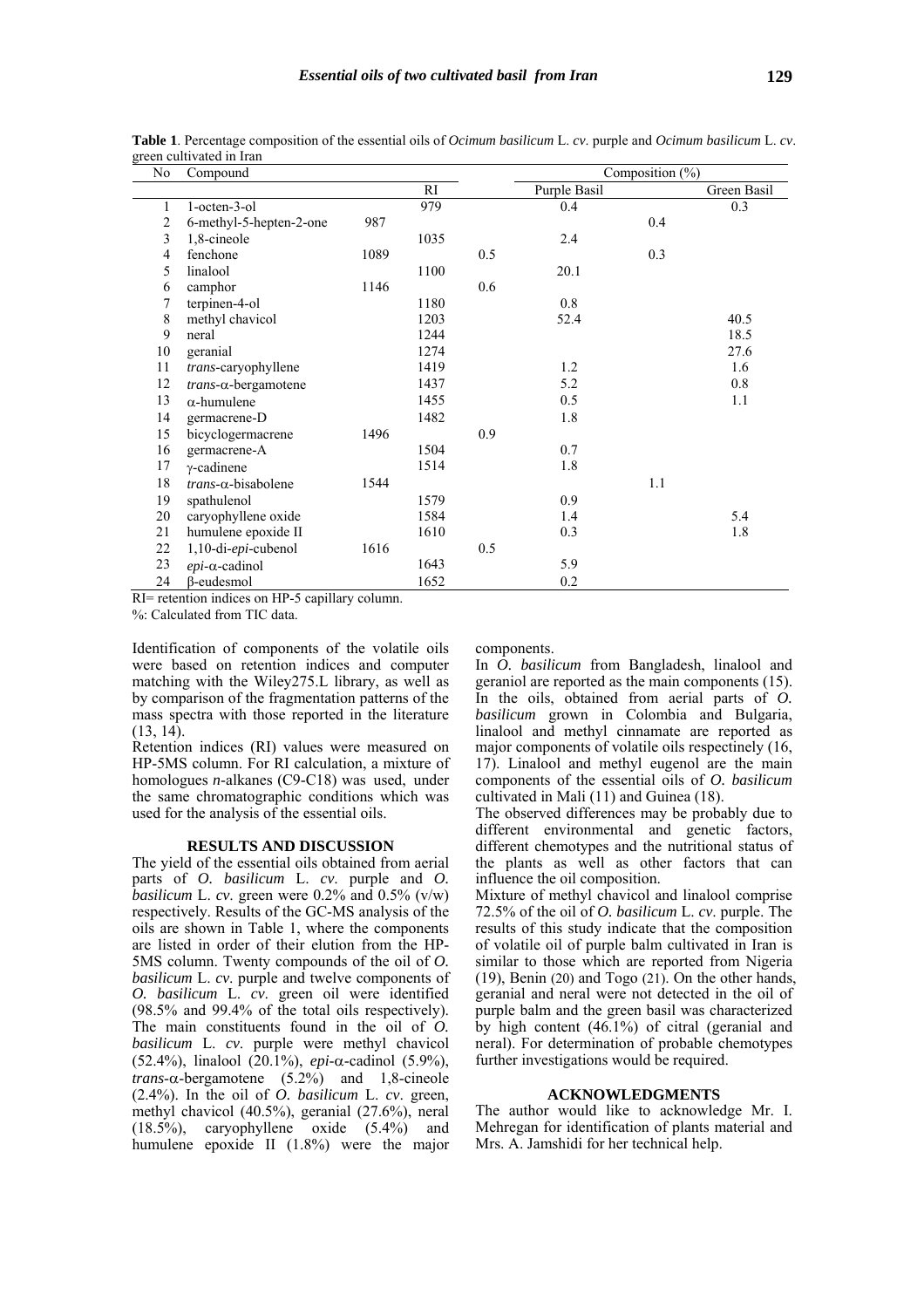**Table 1**. Percentage composition of the essential oils of *Ocimum basilicum* L. *cv*. purple and *Ocimum basilicum* L. *cv*. green cultivated in Iran

| No | Compound | RI | Composition (%) | |
|---|---|---|---|---|
| | | | Purple Basil | Green Basil |
| 1 | 1-octen-3-ol | 979 | 0.4 | 0.3 |
| 2 | 6-methyl-5-hepten-2-one | 987 | | 0.4 |
| 3 | 1,8-cineole | 1035 | 2.4 | |
| 4 | fenchone | 1089 | 0.5 | 0.3 |
| 5 | linalool | 1100 | 20.1 | |
| 6 | camphor | 1146 | 0.6 | |
| 7 | terpinen-4-ol | 1180 | 0.8 | |
| 8 | methyl chavicol | 1203 | 52.4 | 40.5 |
| 9 | neral | 1244 | | 18.5 |
| 10 | geranial | 1274 | | 27.6 |
| 11 | *trans*-caryophyllene | 1419 | 1.2 | 1.6 |
| 12 | *trans*-α-bergamotene | 1437 | 5.2 | 0.8 |
| 13 | α-humulene | 1455 | 0.5 | 1.1 |
| 14 | germacrene-D | 1482 | 1.8 | |
| 15 | bicyclogermacrene | 1496 | 0.9 | |
| 16 | germacrene-A | 1504 | 0.7 | |
| 17 | γ-cadinene | 1514 | 1.8 | |
| 18 | *trans*-α-bisabolene | 1544 | | 1.1 |
| 19 | spathulenol | 1579 | 0.9 | |
| 20 | caryophyllene oxide | 1584 | 1.4 | 5.4 |
| 21 | humulene epoxide II | 1610 | 0.3 | 1.8 |
| 22 | 1,10-di-*epi*-cubenol | 1616 | 0.5 | |
| 23 | *epi*-α-cadinol | 1643 | 5.9 | |
| 24 | β-eudesmol | 1652 | 0.2 | |

RI= retention indices on HP-5 capillary column.

%: Calculated from TIC data.

Identification of components of the volatile oils were based on retention indices and computer matching with the Wiley275.L library, as well as by comparison of the fragmentation patterns of the mass spectra with those reported in the literature (13, 14).

Retention indices (RI) values were measured on HP-5MS column. For RI calculation, a mixture of homologues *n*-alkanes (C9-C18) was used, under the same chromatographic conditions which was used for the analysis of the essential oils.

## RESULTS AND DISCUSSION

The yield of the essential oils obtained from aerial parts of *O. basilicum* L. *cv*. purple and *O. basilicum* L. *cv.* green were 0.2% and 0.5% (v/w) respectively. Results of the GC-MS analysis of the oils are shown in Table 1, where the components are listed in order of their elution from the HP-5MS column. Twenty compounds of the oil of *O. basilicum* L. *cv*. purple and twelve components of *O. basilicum* L. *cv*. green oil were identified (98.5% and 99.4% of the total oils respectively). The main constituents found in the oil of *O. basilicum* L. *cv*. purple were methyl chavicol (52.4%), linalool (20.1%), *epi*-α-cadinol (5.9%), *trans*-α-bergamotene (5.2%) and 1,8-cineole (2.4%). In the oil of *O. basilicum* L. *cv*. green, methyl chavicol (40.5%), geranial (27.6%), neral (18.5%), caryophyllene oxide (5.4%) and humulene epoxide II (1.8%) were the major components.

In *O. basilicum* from Bangladesh, linalool and geraniol are reported as the main components (15). In the oils, obtained from aerial parts of *O. basilicum* grown in Colombia and Bulgaria, linalool and methyl cinnamate are reported as major components of volatile oils respectinely (16, 17). Linalool and methyl eugenol are the main components of the essential oils of *O. basilicum* cultivated in Mali (11) and Guinea (18).

The observed differences may be probably due to different environmental and genetic factors, different chemotypes and the nutritional status of the plants as well as other factors that can influence the oil composition.

Mixture of methyl chavicol and linalool comprise 72.5% of the oil of *O. basilicum* L. *cv*. purple. The results of this study indicate that the composition of volatile oil of purple balm cultivated in Iran is similar to those which are reported from Nigeria (19), Benin (20) and Togo (21). On the other hands, geranial and neral were not detected in the oil of purple balm and the green basil was characterized by high content (46.1%) of citral (geranial and neral). For determination of probable chemotypes further investigations would be required.

## ACKNOWLEDGMENTS

The author would like to acknowledge Mr. I. Mehregan for identification of plants material and Mrs. A. Jamshidi for her technical help.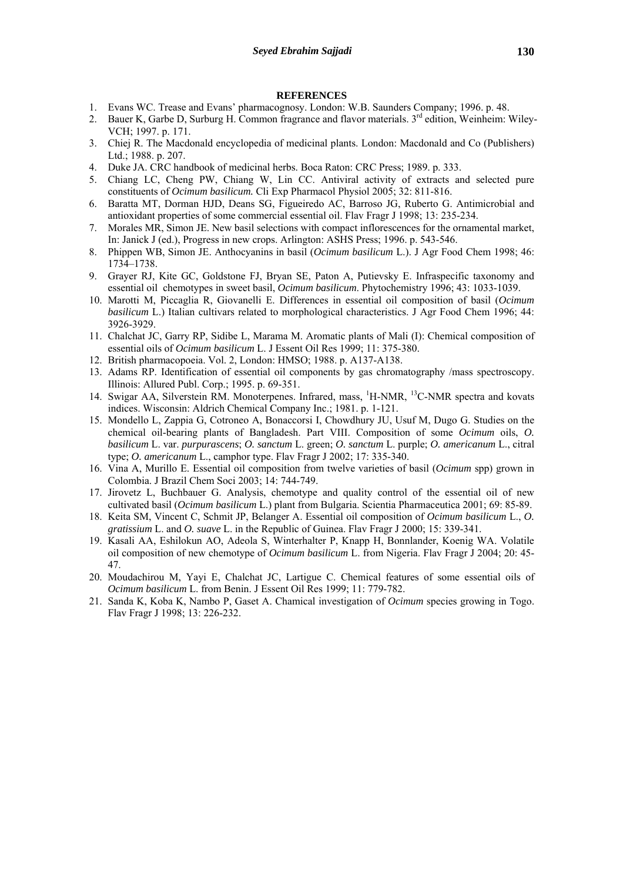## REFERENCES

1. Evans WC. Trease and Evans' pharmacognosy. London: W.B. Saunders Company; 1996. p. 48.
2. Bauer K, Garbe D, Surburg H. Common fragrance and flavor materials. 3rd edition, Weinheim: Wiley-VCH; 1997. p. 171.
3. Chiej R. The Macdonald encyclopedia of medicinal plants. London: Macdonald and Co (Publishers) Ltd.; 1988. p. 207.
4. Duke JA. CRC handbook of medicinal herbs. Boca Raton: CRC Press; 1989. p. 333.
5. Chiang LC, Cheng PW, Chiang W, Lin CC. Antiviral activity of extracts and selected pure constituents of *Ocimum basilicum.* Cli Exp Pharmacol Physiol 2005; 32: 811-816.
6. Baratta MT, Dorman HJD, Deans SG, Figueiredo AC, Barroso JG, Ruberto G. Antimicrobial and antioxidant properties of some commercial essential oil. Flav Fragr J 1998; 13: 235-234.
7. Morales MR, Simon JE. New basil selections with compact inflorescences for the ornamental market, In: Janick J (ed.), Progress in new crops. Arlington: ASHS Press; 1996. p. 543-546.
8. Phippen WB, Simon JE. Anthocyanins in basil (*Ocimum basilicum* L.). J Agr Food Chem 1998; 46: 1734–1738.
9. Grayer RJ, Kite GC, Goldstone FJ, Bryan SE, Paton A, Putievsky E. Infraspecific taxonomy and essential oil chemotypes in sweet basil, *Ocimum basilicum*. Phytochemistry 1996; 43: 1033-1039.
10. Marotti M, Piccaglia R, Giovanelli E. Differences in essential oil composition of basil (*Ocimum basilicum* L.) Italian cultivars related to morphological characteristics. J Agr Food Chem 1996; 44: 3926-3929.
11. Chalchat JC, Garry RP, Sidibe L, Marama M. Aromatic plants of Mali (I): Chemical composition of essential oils of *Ocimum basilicum* L. J Essent Oil Res 1999; 11: 375-380.
12. British pharmacopoeia. Vol. 2, London: HMSO; 1988. p. A137-A138.
13. Adams RP. Identification of essential oil components by gas chromatography /mass spectroscopy. Illinois: Allured Publ. Corp.; 1995. p. 69-351.
14. Swigar AA, Silverstein RM. Monoterpenes. Infrared, mass, $^{1}$H-NMR, $^{13}$C-NMR spectra and kovats indices. Wisconsin: Aldrich Chemical Company Inc.; 1981. p. 1-121.
15. Mondello L, Zappia G, Cotroneo A, Bonaccorsi I, Chowdhury JU, Usuf M, Dugo G. Studies on the chemical oil-bearing plants of Bangladesh. Part VIII. Composition of some *Ocimum* oils, *O. basilicum* L. var. *purpurascens*; *O. sanctum* L. green; *O. sanctum* L. purple; *O. americanum* L., citral type; *O. americanum* L., camphor type. Flav Fragr J 2002; 17: 335-340.
16. Vina A, Murillo E. Essential oil composition from twelve varieties of basil (*Ocimum* spp) grown in Colombia. J Brazil Chem Soci 2003; 14: 744-749.
17. Jirovetz L, Buchbauer G. Analysis, chemotype and quality control of the essential oil of new cultivated basil (*Ocimum basilicum* L.) plant from Bulgaria. Scientia Pharmaceutica 2001; 69: 85-89.
18. Keita SM, Vincent C, Schmit JP, Belanger A. Essential oil composition of *Ocimum basilicum* L., *O. gratissium* L. and *O. suave* L. in the Republic of Guinea. Flav Fragr J 2000; 15: 339-341.
19. Kasali AA, Eshilokun AO, Adeola S, Winterhalter P, Knapp H, Bonnlander, Koenig WA. Volatile oil composition of new chemotype of *Ocimum basilicum* L. from Nigeria. Flav Fragr J 2004; 20: 45-47.
20. Moudachirou M, Yayi E, Chalchat JC, Lartigue C. Chemical features of some essential oils of *Ocimum basilicum* L. from Benin. J Essent Oil Res 1999; 11: 779-782.
21. Sanda K, Koba K, Nambo P, Gaset A. Chamical investigation of *Ocimum* species growing in Togo. Flav Fragr J 1998; 13: 226-232.